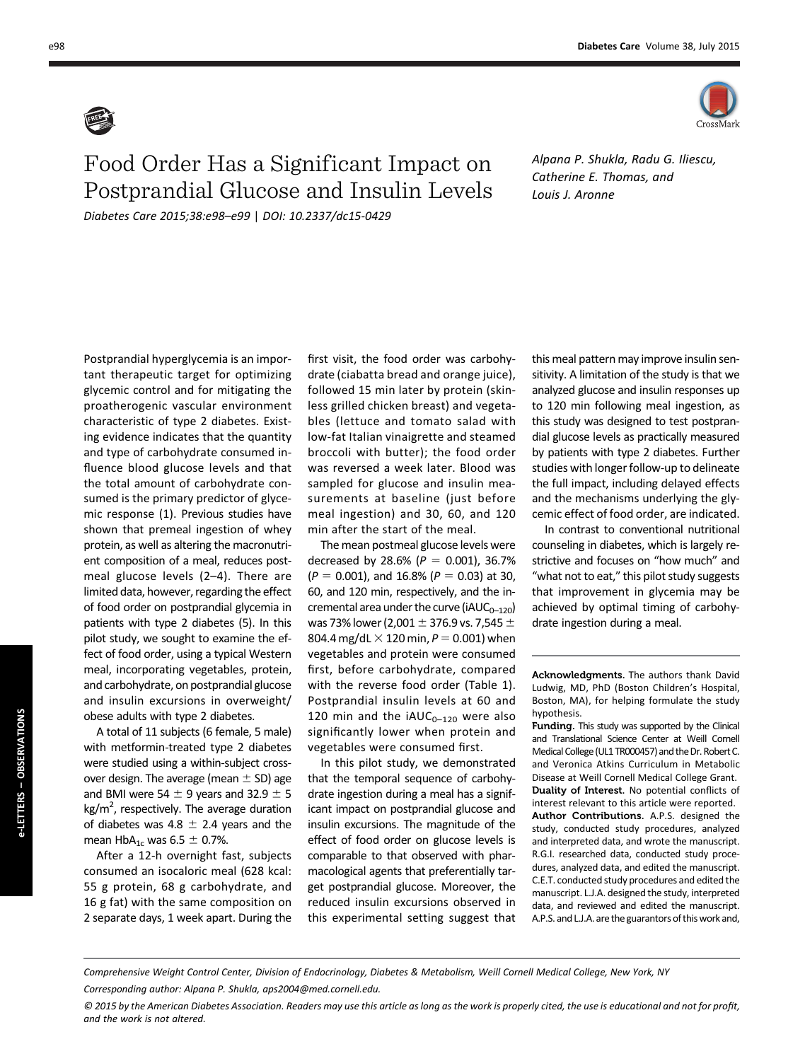# Food Order Has a Significant Impact on Postprandial Glucose and Insulin Levels

*Diabetes Care 2015;38:e98–e99 | DOI: 10.2337/dc15-0429*

*Alpana P. Shukla, Radu G. Iliescu, Catherine E. Thomas, and Louis J. Aronne*

Postprandial hyperglycemia is an important therapeutic target for optimizing glycemic control and for mitigating the proatherogenic vascular environment characteristic of type 2 diabetes. Existing evidence indicates that the quantity and type of carbohydrate consumed influence blood glucose levels and that the total amount of carbohydrate consumed is the primary predictor of glycemic response (1). Previous studies have shown that premeal ingestion of whey protein, as well as altering the macronutrient composition of a meal, reduces postmeal glucose levels (2–4). There are limited data, however, regarding the effect of food order on postprandial glycemia in patients with type 2 diabetes (5). In this pilot study, we sought to examine the effect of food order, using a typical Western meal, incorporating vegetables, protein, and carbohydrate, on postprandial glucose and insulin excursions in overweight/obese adults with type 2 diabetes.

A total of 11 subjects (6 female, 5 male) with metformin-treated type 2 diabetes were studied using a within-subject crossover design. The average (mean ± SD) age and BMI were 54 ± 9 years and 32.9 ± 5 $kg/m^2$, respectively. The average duration of diabetes was 4.8 ± 2.4 years and the mean $HbA_{1c}$ was 6.5 ± 0.7%.

After a 12-h overnight fast, subjects consumed an isocaloric meal (628 kcal: 55 g protein, 68 g carbohydrate, and 16 g fat) with the same composition on 2 separate days, 1 week apart. During the first visit, the food order was carbohydrate (ciabatta bread and orange juice), followed 15 min later by protein (skinless grilled chicken breast) and vegetables (lettuce and tomato salad with low-fat Italian vinaigrette and steamed broccoli with butter); the food order was reversed a week later. Blood was sampled for glucose and insulin measurements at baseline (just before meal ingestion) and 30, 60, and 120 min after the start of the meal.

The mean postmeal glucose levels were decreased by 28.6% ($P$ = 0.001), 36.7% ($P$ = 0.001), and 16.8% ($P$ = 0.03) at 30, 60, and 120 min, respectively, and the incremental area under the curve ($iAUC_{0–120}$) was 73% lower (2,001 ± 376.9 vs. 7,545 ± 804.4 mg/dL × 120 min, $P$ = 0.001) when vegetables and protein were consumed first, before carbohydrate, compared with the reverse food order (Table 1). Postprandial insulin levels at 60 and 120 min and the $iAUC_{0–120}$ were also significantly lower when protein and vegetables were consumed first.

In this pilot study, we demonstrated that the temporal sequence of carbohydrate ingestion during a meal has a significant impact on postprandial glucose and insulin excursions. The magnitude of the effect of food order on glucose levels is comparable to that observed with pharmacological agents that preferentially target postprandial glucose. Moreover, the reduced insulin excursions observed in this experimental setting suggest that this meal pattern may improve insulin sensitivity. A limitation of the study is that we analyzed glucose and insulin responses up to 120 min following meal ingestion, as this study was designed to test postprandial glucose levels as practically measured by patients with type 2 diabetes. Further studies with longer follow-up to delineate the full impact, including delayed effects and the mechanisms underlying the glycemic effect of food order, are indicated.

In contrast to conventional nutritional counseling in diabetes, which is largely restrictive and focuses on "how much" and "what not to eat," this pilot study suggests that improvement in glycemia may be achieved by optimal timing of carbohydrate ingestion during a meal.

**Acknowledgments.** The authors thank David Ludwig, MD, PhD (Boston Children's Hospital, Boston, MA), for helping formulate the study hypothesis.

**Funding.** This study was supported by the Clinical and Translational Science Center at Weill Cornell Medical College (UL1 TR000457) and the Dr. Robert C. and Veronica Atkins Curriculum in Metabolic Disease at Weill Cornell Medical College Grant.

**Duality of Interest.** No potential conflicts of interest relevant to this article were reported.

**Author Contributions.** A.P.S. designed the study, conducted study procedures, analyzed and interpreted data, and wrote the manuscript. R.G.I. researched data, conducted study procedures, analyzed data, and edited the manuscript. C.E.T. conducted study procedures and edited the manuscript. L.J.A. designed the study, interpreted data, and reviewed and edited the manuscript. A.P.S. and L.J.A. are the guarantors of this work and,

*Comprehensive Weight Control Center, Division of Endocrinology, Diabetes & Metabolism, Weill Cornell Medical College, New York, NY*

*Corresponding author: Alpana P. Shukla, aps2004@med.cornell.edu.*

*© 2015 by the American Diabetes Association. Readers may use this article as long as the work is properly cited, the use is educational and not for profit, and the work is not altered.*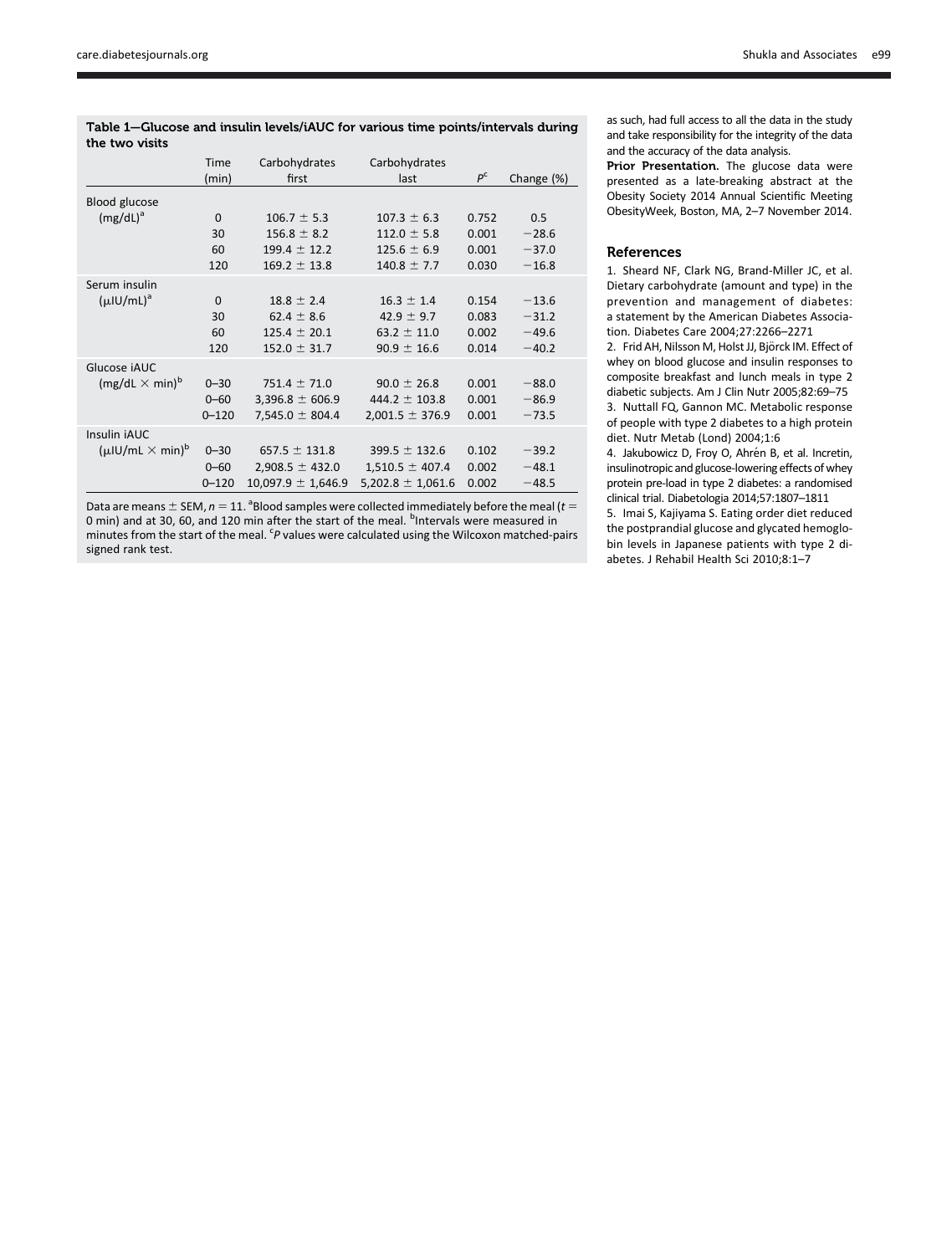**Table 1—Glucose and insulin levels/iAUC for various time points/intervals during the two visits**

| | Time (min) | Carbohydrates first | Carbohydrates last | $P^c$ | Change (%) |
|---|---|---|---|---|---|
| Blood glucose (mg/dL)[a] | 0 | 106.7 ± 5.3 | 107.3 ± 6.3 | 0.752 | 0.5 |
| | 30 | 156.8 ± 8.2 | 112.0 ± 5.8 | 0.001 | −28.6 |
| | 60 | 199.4 ± 12.2 | 125.6 ± 6.9 | 0.001 | −37.0 |
| | 120 | 169.2 ± 13.8 | 140.8 ± 7.7 | 0.030 | −16.8 |
| Serum insulin (μIU/mL)[a] | 0 | 18.8 ± 2.4 | 16.3 ± 1.4 | 0.154 | −13.6 |
| | 30 | 62.4 ± 8.6 | 42.9 ± 9.7 | 0.083 | −31.2 |
| | 60 | 125.4 ± 20.1 | 63.2 ± 11.0 | 0.002 | −49.6 |
| | 120 | 152.0 ± 31.7 | 90.9 ± 16.6 | 0.014 | −40.2 |
| Glucose iAUC (mg/dL × min)[b] | 0–30 | 751.4 ± 71.0 | 90.0 ± 26.8 | 0.001 | −88.0 |
| | 0–60 | 3,396.8 ± 606.9 | 444.2 ± 103.8 | 0.001 | −86.9 |
| | 0–120 | 7,545.0 ± 804.4 | 2,001.5 ± 376.9 | 0.001 | −73.5 |
| Insulin iAUC (μIU/mL × min)[b] | 0–30 | 657.5 ± 131.8 | 399.5 ± 132.6 | 0.102 | −39.2 |
| | 0–60 | 2,908.5 ± 432.0 | 1,510.5 ± 407.4 | 0.002 | −48.1 |
| | 0–120 | 10,097.9 ± 1,646.9 | 5,202.8 ± 1,061.6 | 0.002 | −48.5 |

Data are means ± SEM, $n = 11$. [a]Blood samples were collected immediately before the meal ($t = 0$ min) and at 30, 60, and 120 min after the start of the meal. [b]Intervals were measured in minutes from the start of the meal. [c]$P$ values were calculated using the Wilcoxon matched-pairs signed rank test.

as such, had full access to all the data in the study and take responsibility for the integrity of the data and the accuracy of the data analysis.

**Prior Presentation.** The glucose data were presented as a late-breaking abstract at the Obesity Society 2014 Annual Scientific Meeting ObesityWeek, Boston, MA, 2–7 November 2014.

## References

1. Sheard NF, Clark NG, Brand-Miller JC, et al. Dietary carbohydrate (amount and type) in the prevention and management of diabetes: a statement by the American Diabetes Association. Diabetes Care 2004;27:2266–2271
2. Frid AH, Nilsson M, Holst JJ, Björck IM. Effect of whey on blood glucose and insulin responses to composite breakfast and lunch meals in type 2 diabetic subjects. Am J Clin Nutr 2005;82:69–75
3. Nuttall FQ, Gannon MC. Metabolic response of people with type 2 diabetes to a high protein diet. Nutr Metab (Lond) 2004;1:6
4. Jakubowicz D, Froy O, Ahrén B, et al. Incretin, insulinotropic and glucose-lowering effects of whey protein pre-load in type 2 diabetes: a randomised clinical trial. Diabetologia 2014;57:1807–1811
5. Imai S, Kajiyama S. Eating order diet reduced the postprandial glucose and glycated hemoglobin levels in Japanese patients with type 2 diabetes. J Rehabil Health Sci 2010;8:1–7